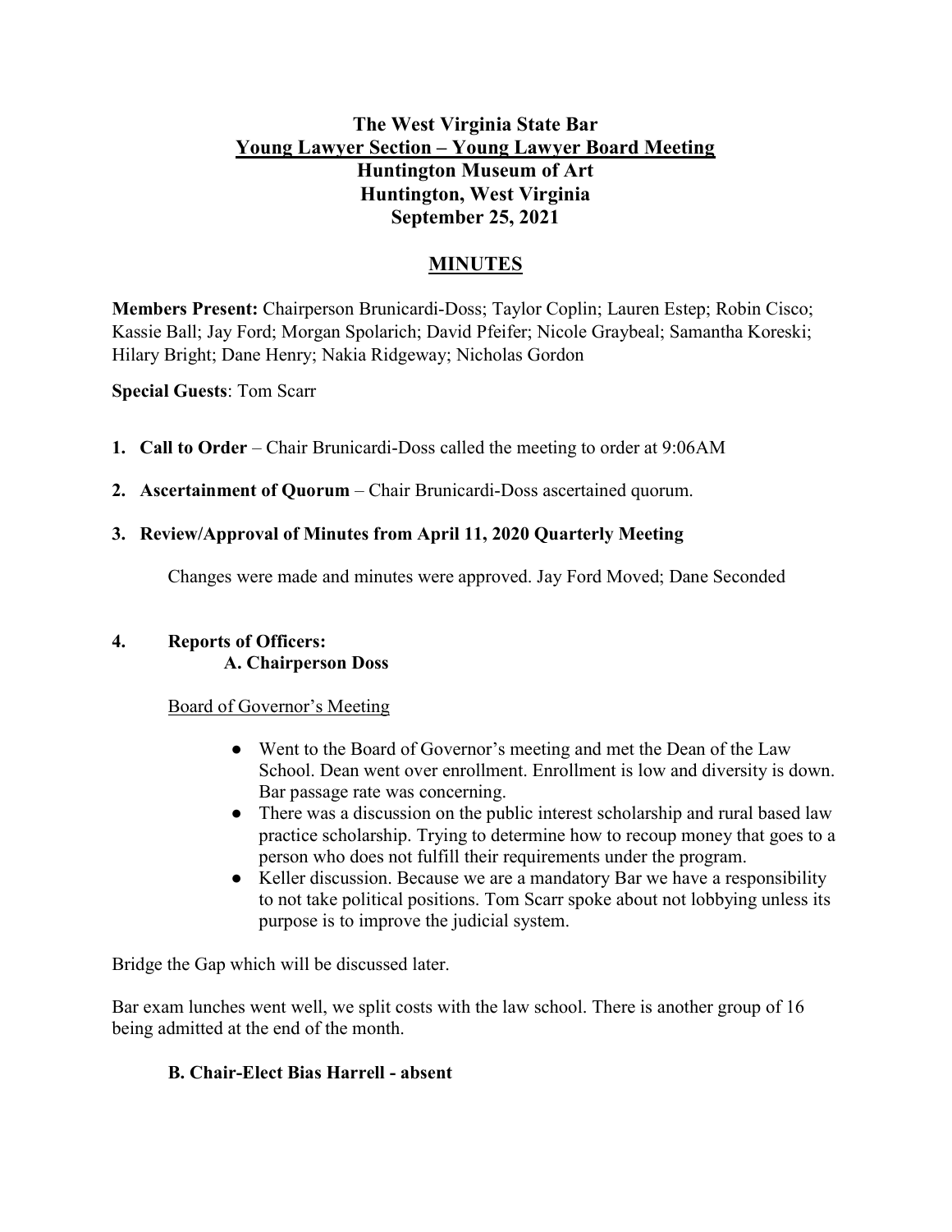# The West Virginia State Bar
## Young Lawyer Section – Young Lawyer Board Meeting
## Huntington Museum of Art
## Huntington, West Virginia
## September 25, 2021

## MINUTES

**Members Present:** Chairperson Brunicardi-Doss; Taylor Coplin; Lauren Estep; Robin Cisco; Kassie Ball; Jay Ford; Morgan Spolarich; David Pfeifer; Nicole Graybeal; Samantha Koreski; Hilary Bright; Dane Henry; Nakia Ridgeway; Nicholas Gordon

**Special Guests**: Tom Scarr

1. **Call to Order** – Chair Brunicardi-Doss called the meeting to order at 9:06AM

2. **Ascertainment of Quorum** – Chair Brunicardi-Doss ascertained quorum.

3. **Review/Approval of Minutes from April 11, 2020 Quarterly Meeting**

   Changes were made and minutes were approved. Jay Ford Moved; Dane Seconded

4. **Reports of Officers:**

   **A. Chairperson Doss**

   Board of Governor's Meeting

   - Went to the Board of Governor's meeting and met the Dean of the Law School. Dean went over enrollment. Enrollment is low and diversity is down. Bar passage rate was concerning.
   - There was a discussion on the public interest scholarship and rural based law practice scholarship. Trying to determine how to recoup money that goes to a person who does not fulfill their requirements under the program.
   - Keller discussion. Because we are a mandatory Bar we have a responsibility to not take political positions. Tom Scarr spoke about not lobbying unless its purpose is to improve the judicial system.

Bridge the Gap which will be discussed later.

Bar exam lunches went well, we split costs with the law school. There is another group of 16 being admitted at the end of the month.

**B. Chair-Elect Bias Harrell - absent**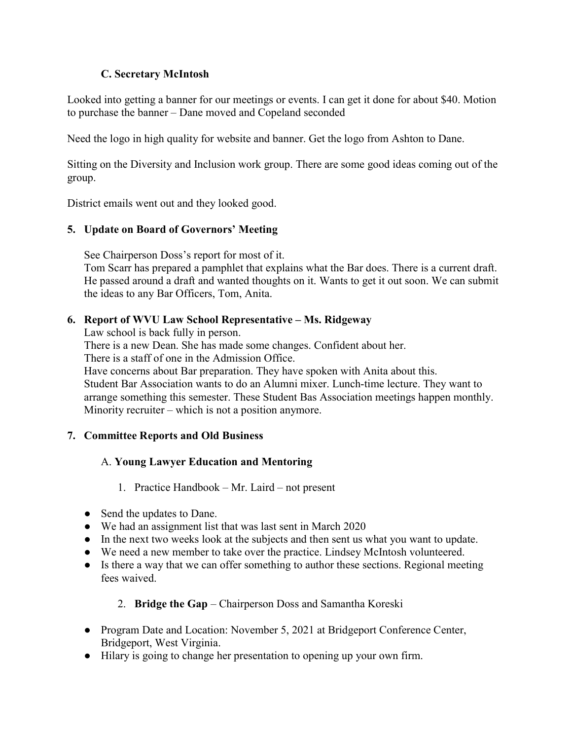### C. Secretary McIntosh

Looked into getting a banner for our meetings or events. I can get it done for about $40. Motion to purchase the banner – Dane moved and Copeland seconded

Need the logo in high quality for website and banner. Get the logo from Ashton to Dane.

Sitting on the Diversity and Inclusion work group. There are some good ideas coming out of the group.

District emails went out and they looked good.

## 5. Update on Board of Governors' Meeting

See Chairperson Doss's report for most of it.
Tom Scarr has prepared a pamphlet that explains what the Bar does. There is a current draft. He passed around a draft and wanted thoughts on it. Wants to get it out soon. We can submit the ideas to any Bar Officers, Tom, Anita.

## 6. Report of WVU Law School Representative – Ms. Ridgeway

Law school is back fully in person.
There is a new Dean. She has made some changes. Confident about her.
There is a staff of one in the Admission Office.
Have concerns about Bar preparation. They have spoken with Anita about this.
Student Bar Association wants to do an Alumni mixer. Lunch-time lecture. They want to arrange something this semester. These Student Bas Association meetings happen monthly.
Minority recruiter – which is not a position anymore.

## 7. Committee Reports and Old Business

### A. Young Lawyer Education and Mentoring

1. Practice Handbook – Mr. Laird – not present

- Send the updates to Dane.
- We had an assignment list that was last sent in March 2020
- In the next two weeks look at the subjects and then sent us what you want to update.
- We need a new member to take over the practice. Lindsey McIntosh volunteered.
- Is there a way that we can offer something to author these sections. Regional meeting fees waived.

2. **Bridge the Gap** – Chairperson Doss and Samantha Koreski

- Program Date and Location: November 5, 2021 at Bridgeport Conference Center, Bridgeport, West Virginia.
- Hilary is going to change her presentation to opening up your own firm.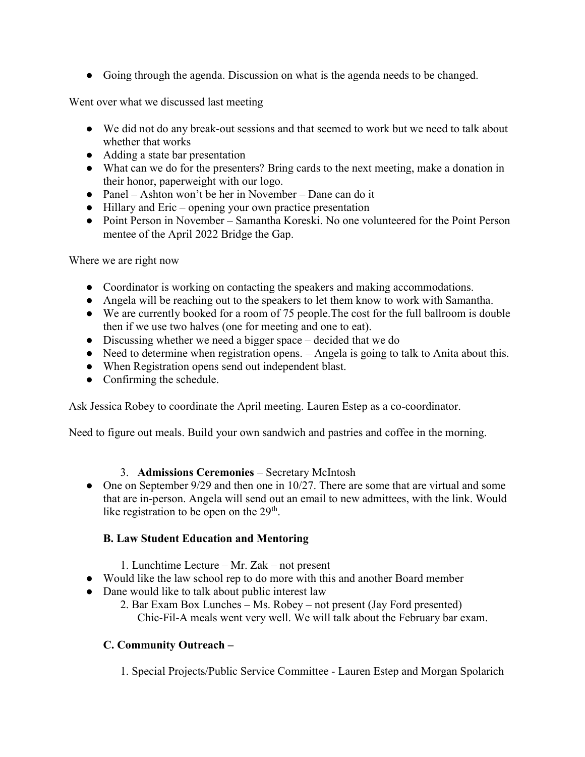- Going through the agenda. Discussion on what is the agenda needs to be changed.

Went over what we discussed last meeting

- We did not do any break-out sessions and that seemed to work but we need to talk about whether that works
- Adding a state bar presentation
- What can we do for the presenters? Bring cards to the next meeting, make a donation in their honor, paperweight with our logo.
- Panel – Ashton won't be her in November – Dane can do it
- Hillary and Eric – opening your own practice presentation
- Point Person in November – Samantha Koreski. No one volunteered for the Point Person mentee of the April 2022 Bridge the Gap.

Where we are right now

- Coordinator is working on contacting the speakers and making accommodations.
- Angela will be reaching out to the speakers to let them know to work with Samantha.
- We are currently booked for a room of 75 people.The cost for the full ballroom is double then if we use two halves (one for meeting and one to eat).
- Discussing whether we need a bigger space – decided that we do
- Need to determine when registration opens. – Angela is going to talk to Anita about this.
- When Registration opens send out independent blast.
- Confirming the schedule.

Ask Jessica Robey to coordinate the April meeting. Lauren Estep as a co-coordinator.

Need to figure out meals. Build your own sandwich and pastries and coffee in the morning.

3. **Admissions Ceremonies** – Secretary McIntosh

- One on September 9/29 and then one in 10/27. There are some that are virtual and some that are in-person. Angela will send out an email to new admittees, with the link. Would like registration to be open on the 29th.

### B. Law Student Education and Mentoring

1. Lunchtime Lecture – Mr. Zak – not present

- Would like the law school rep to do more with this and another Board member
- Dane would like to talk about public interest law

2. Bar Exam Box Lunches – Ms. Robey – not present (Jay Ford presented)
   Chic-Fil-A meals went very well. We will talk about the February bar exam.

### C. Community Outreach –

1. Special Projects/Public Service Committee - Lauren Estep and Morgan Spolarich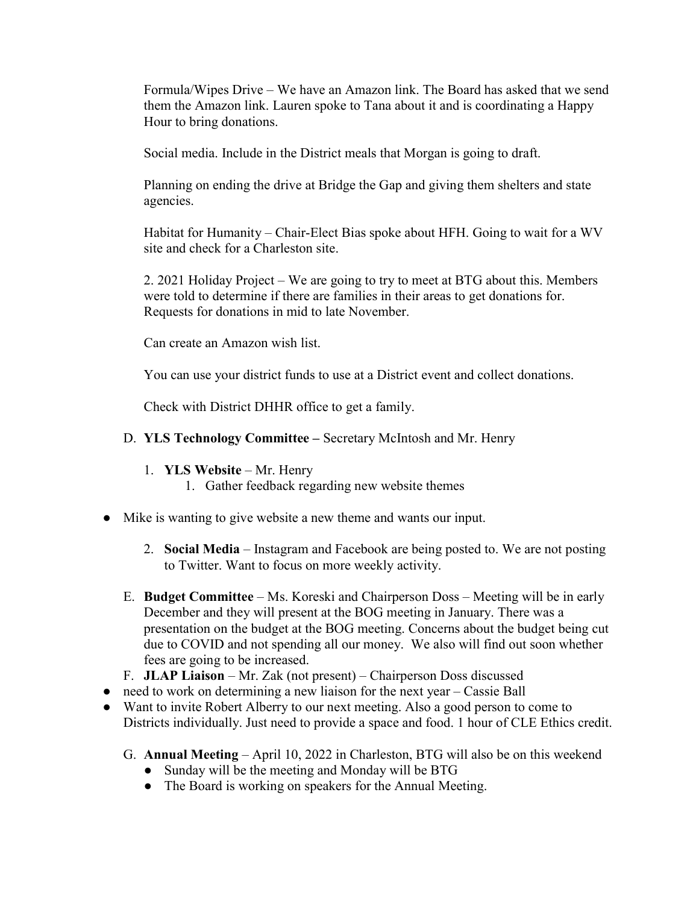Formula/Wipes Drive – We have an Amazon link. The Board has asked that we send them the Amazon link. Lauren spoke to Tana about it and is coordinating a Happy Hour to bring donations.

Social media. Include in the District meals that Morgan is going to draft.

Planning on ending the drive at Bridge the Gap and giving them shelters and state agencies.

Habitat for Humanity – Chair-Elect Bias spoke about HFH. Going to wait for a WV site and check for a Charleston site.

2. 2021 Holiday Project – We are going to try to meet at BTG about this. Members were told to determine if there are families in their areas to get donations for. Requests for donations in mid to late November.

Can create an Amazon wish list.

You can use your district funds to use at a District event and collect donations.

Check with District DHHR office to get a family.

D. **YLS Technology Committee –** Secretary McIntosh and Mr. Henry

1. **YLS Website** – Mr. Henry
    1. Gather feedback regarding new website themes

- Mike is wanting to give website a new theme and wants our input.

2. **Social Media** – Instagram and Facebook are being posted to. We are not posting to Twitter. Want to focus on more weekly activity.

E. **Budget Committee** – Ms. Koreski and Chairperson Doss – Meeting will be in early December and they will present at the BOG meeting in January. There was a presentation on the budget at the BOG meeting. Concerns about the budget being cut due to COVID and not spending all our money. We also will find out soon whether fees are going to be increased.

F. **JLAP Liaison** – Mr. Zak (not present) – Chairperson Doss discussed

- need to work on determining a new liaison for the next year – Cassie Ball
- Want to invite Robert Alberry to our next meeting. Also a good person to come to Districts individually. Just need to provide a space and food. 1 hour of CLE Ethics credit.

G. **Annual Meeting** – April 10, 2022 in Charleston, BTG will also be on this weekend

- Sunday will be the meeting and Monday will be BTG
- The Board is working on speakers for the Annual Meeting.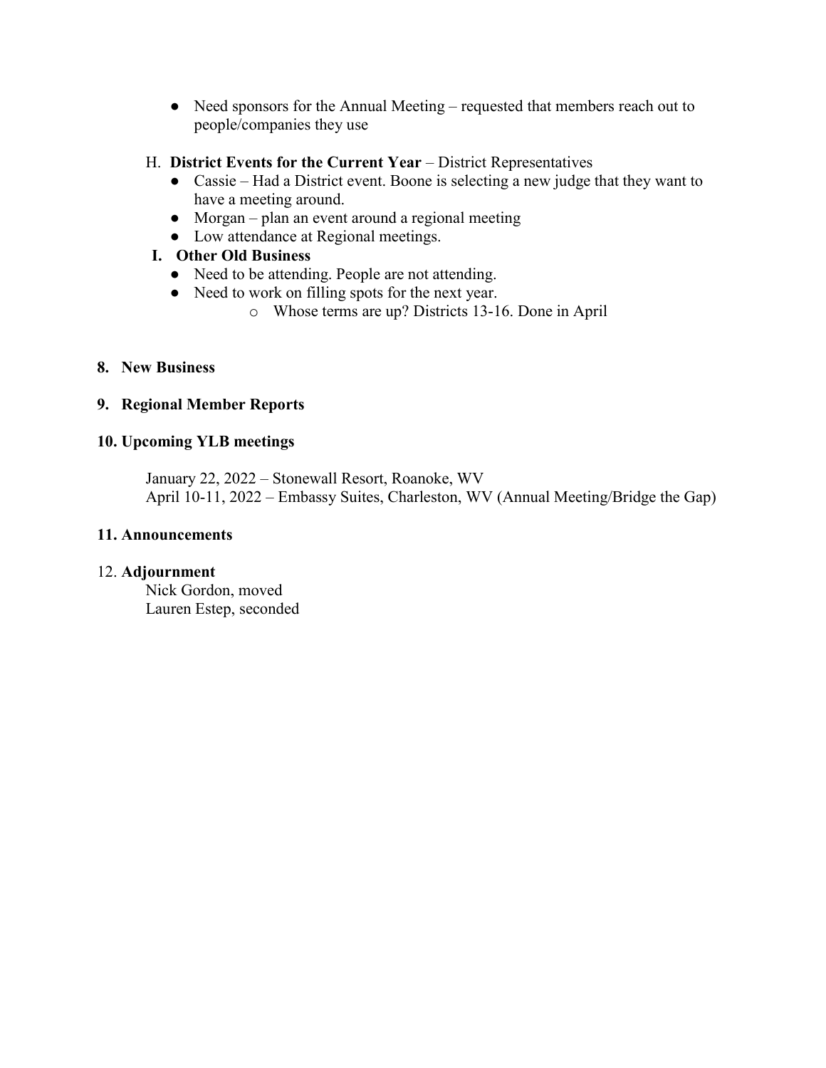- Need sponsors for the Annual Meeting – requested that members reach out to people/companies they use

H. **District Events for the Current Year** – District Representatives

- Cassie – Had a District event. Boone is selecting a new judge that they want to have a meeting around.
- Morgan – plan an event around a regional meeting
- Low attendance at Regional meetings.

I. **Other Old Business**

- Need to be attending. People are not attending.
- Need to work on filling spots for the next year.
    - Whose terms are up? Districts 13-16. Done in April

**8. New Business**

**9. Regional Member Reports**

**10. Upcoming YLB meetings**

January 22, 2022 – Stonewall Resort, Roanoke, WV
April 10-11, 2022 – Embassy Suites, Charleston, WV (Annual Meeting/Bridge the Gap)

**11. Announcements**

12. **Adjournment**

Nick Gordon, moved
Lauren Estep, seconded